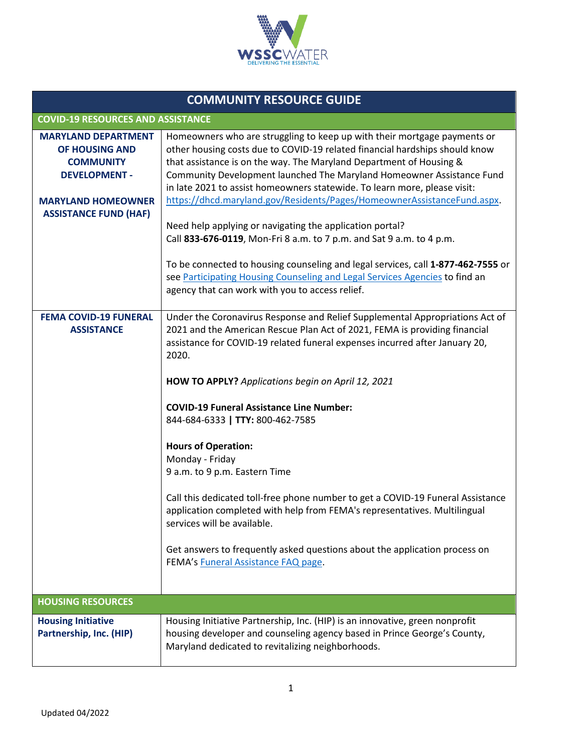# COMMUNITY RESOURCE GUIDE

## COVID-19 RESOURCES AND ASSISTANCE

| | |
|---|---|
| **MARYLAND DEPARTMENT OF HOUSING AND COMMUNITY DEVELOPMENT - MARYLAND HOMEOWNER ASSISTANCE FUND (HAF)** | Homeowners who are struggling to keep up with their mortgage payments or other housing costs due to COVID-19 related financial hardships should know that assistance is on the way. The Maryland Department of Housing & Community Development launched The Maryland Homeowner Assistance Fund in late 2021 to assist homeowners statewide. To learn more, please visit: https://dhcd.maryland.gov/Residents/Pages/HomeownerAssistanceFund.aspx.<br><br>Need help applying or navigating the application portal?<br>Call **833-676-0119**, Mon-Fri 8 a.m. to 7 p.m. and Sat 9 a.m. to 4 p.m.<br><br>To be connected to housing counseling and legal services, call **1-877-462-7555** or see Participating Housing Counseling and Legal Services Agencies to find an agency that can work with you to access relief. |
| **FEMA COVID-19 FUNERAL ASSISTANCE** | Under the Coronavirus Response and Relief Supplemental Appropriations Act of 2021 and the American Rescue Plan Act of 2021, FEMA is providing financial assistance for COVID-19 related funeral expenses incurred after January 20, 2020.<br><br>**HOW TO APPLY?** *Applications begin on April 12, 2021*<br><br>**COVID-19 Funeral Assistance Line Number:**<br>844-684-6333 **\| TTY:** 800-462-7585<br><br>**Hours of Operation:**<br>Monday - Friday<br>9 a.m. to 9 p.m. Eastern Time<br><br>Call this dedicated toll-free phone number to get a COVID-19 Funeral Assistance application completed with help from FEMA's representatives. Multilingual services will be available.<br><br>Get answers to frequently asked questions about the application process on FEMA's Funeral Assistance FAQ page. |

## HOUSING RESOURCES

| | |
|---|---|
| **Housing Initiative Partnership, Inc. (HIP)** | Housing Initiative Partnership, Inc. (HIP) is an innovative, green nonprofit housing developer and counseling agency based in Prince George's County, Maryland dedicated to revitalizing neighborhoods. |

Updated 04/2022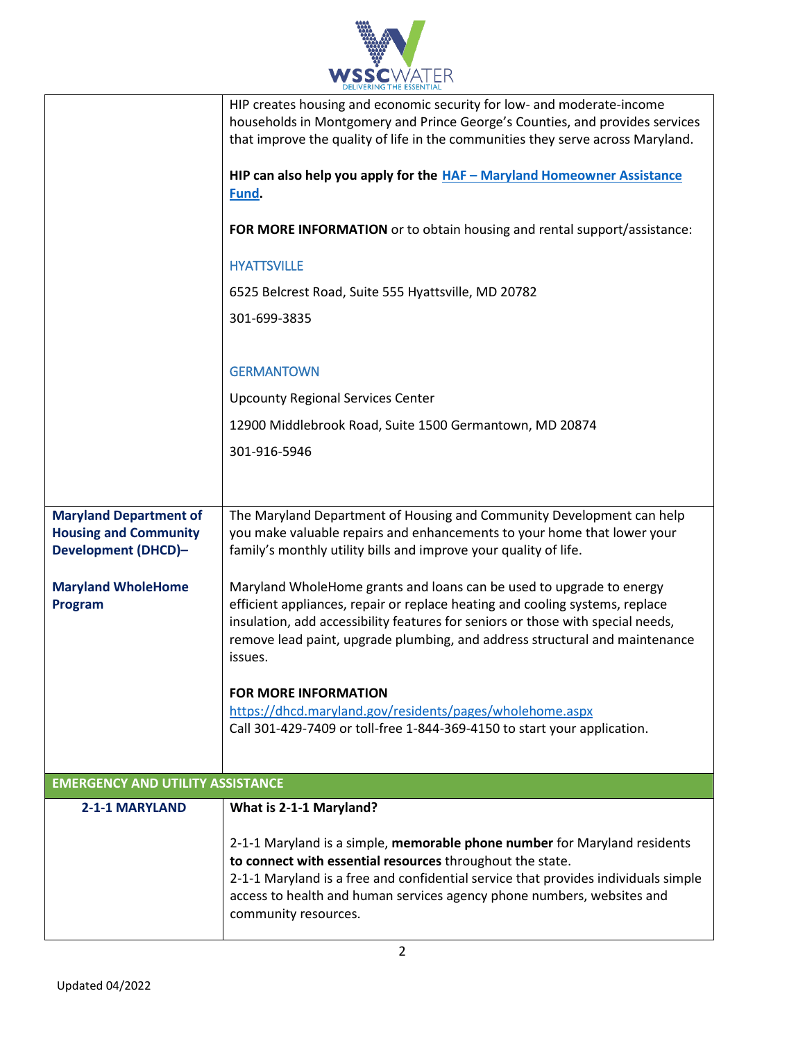| | |
|---|---|
| | HIP creates housing and economic security for low- and moderate-income households in Montgomery and Prince George's Counties, and provides services that improve the quality of life in the communities they serve across Maryland.<br><br>**HIP can also help you apply for the HAF – Maryland Homeowner Assistance Fund.**<br><br>**FOR MORE INFORMATION** or to obtain housing and rental support/assistance:<br><br>HYATTSVILLE<br><br>6525 Belcrest Road, Suite 555 Hyattsville, MD 20782<br><br>301-699-3835<br><br>GERMANTOWN<br><br>Upcounty Regional Services Center<br><br>12900 Middlebrook Road, Suite 1500 Germantown, MD 20874<br><br>301-916-5946 |
| **Maryland Department of Housing and Community Development (DHCD)–**<br><br>**Maryland WholeHome Program** | The Maryland Department of Housing and Community Development can help you make valuable repairs and enhancements to your home that lower your family's monthly utility bills and improve your quality of life.<br><br>Maryland WholeHome grants and loans can be used to upgrade to energy efficient appliances, repair or replace heating and cooling systems, replace insulation, add accessibility features for seniors or those with special needs, remove lead paint, upgrade plumbing, and address structural and maintenance issues.<br><br>**FOR MORE INFORMATION**<br>https://dhcd.maryland.gov/residents/pages/wholehome.aspx<br>Call 301-429-7409 or toll-free 1-844-369-4150 to start your application. |
| **EMERGENCY AND UTILITY ASSISTANCE** | |
| **2-1-1 MARYLAND** | **What is 2-1-1 Maryland?**<br><br>2-1-1 Maryland is a simple, **memorable phone number** for Maryland residents **to connect with essential resources** throughout the state.<br>2-1-1 Maryland is a free and confidential service that provides individuals simple access to health and human services agency phone numbers, websites and community resources. |

Updated 04/2022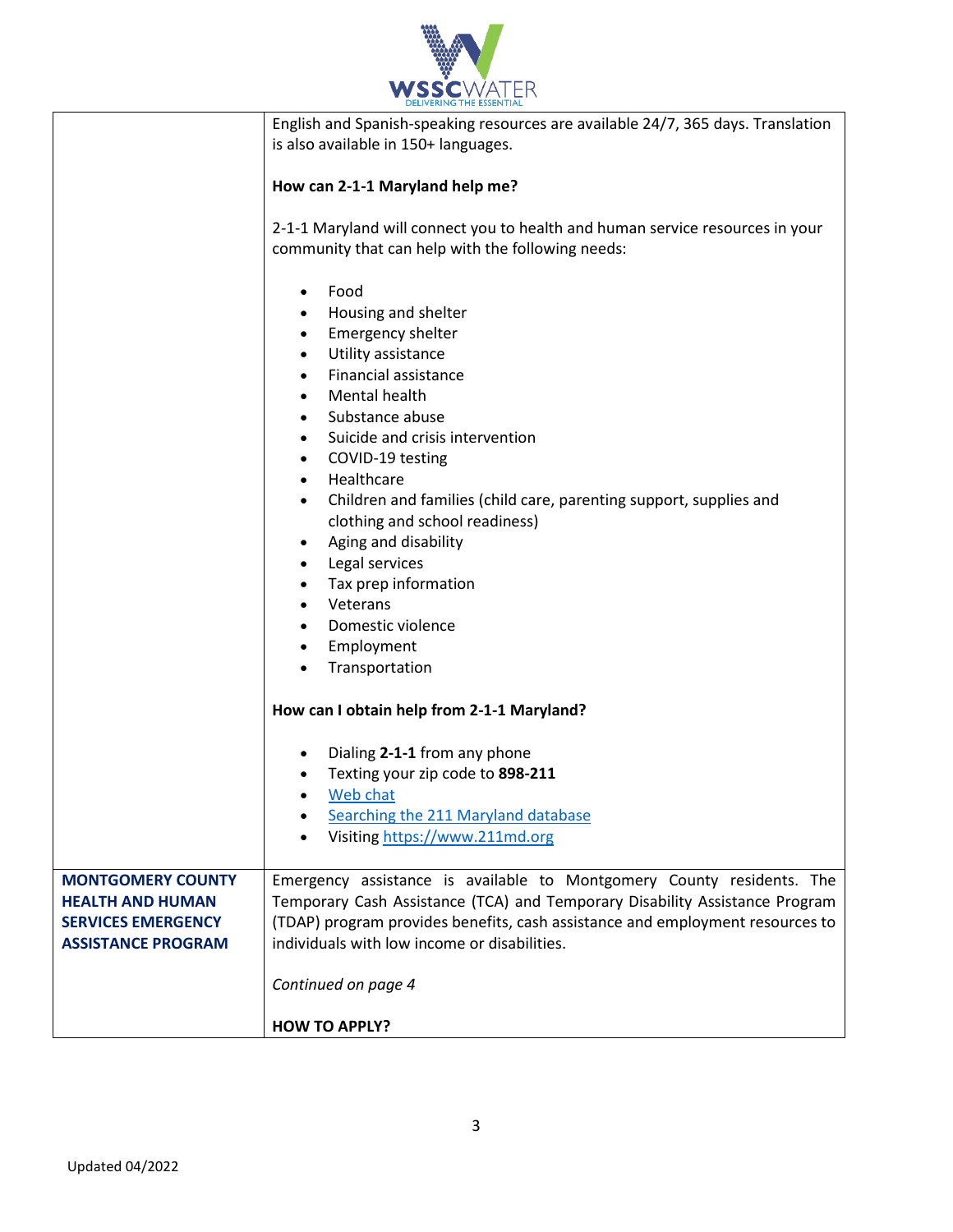| | |
|---|---|
| | English and Spanish-speaking resources are available 24/7, 365 days. Translation is also available in 150+ languages.<br><br>**How can 2-1-1 Maryland help me?**<br><br>2-1-1 Maryland will connect you to health and human service resources in your community that can help with the following needs:<br><br>• Food<br>• Housing and shelter<br>• Emergency shelter<br>• Utility assistance<br>• Financial assistance<br>• Mental health<br>• Substance abuse<br>• Suicide and crisis intervention<br>• COVID-19 testing<br>• Healthcare<br>• Children and families (child care, parenting support, supplies and clothing and school readiness)<br>• Aging and disability<br>• Legal services<br>• Tax prep information<br>• Veterans<br>• Domestic violence<br>• Employment<br>• Transportation<br><br>**How can I obtain help from 2-1-1 Maryland?**<br><br>• Dialing **2-1-1** from any phone<br>• Texting your zip code to **898-211**<br>• Web chat<br>• Searching the 211 Maryland database<br>• Visiting https://www.211md.org |
| **MONTGOMERY COUNTY HEALTH AND HUMAN SERVICES EMERGENCY ASSISTANCE PROGRAM** | Emergency assistance is available to Montgomery County residents. The Temporary Cash Assistance (TCA) and Temporary Disability Assistance Program (TDAP) program provides benefits, cash assistance and employment resources to individuals with low income or disabilities.<br><br>*Continued on page 4*<br><br>**HOW TO APPLY?** |

Updated 04/2022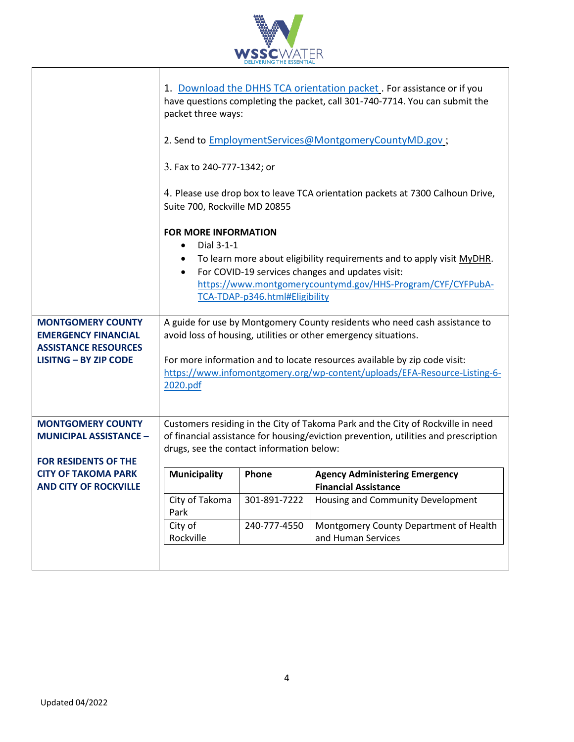| | |
|---|---|
| | 1. Download the DHHS TCA orientation packet . For assistance or if you have questions completing the packet, call 301-740-7714. You can submit the packet three ways:<br><br>2. Send to EmploymentServices@MontgomeryCountyMD.gov ;<br><br>3. Fax to 240-777-1342; or<br><br>4. Please use drop box to leave TCA orientation packets at 7300 Calhoun Drive, Suite 700, Rockville MD 20855<br><br>**FOR MORE INFORMATION**<br>• Dial 3-1-1<br>• To learn more about eligibility requirements and to apply visit MyDHR.<br>• For COVID-19 services changes and updates visit: https://www.montgomerycountymd.gov/HHS-Program/CYF/CYFPubA-TCA-TDAP-p346.html#Eligibility |
| **MONTGOMERY COUNTY EMERGENCY FINANCIAL ASSISTANCE RESOURCES LISITNG – BY ZIP CODE** | A guide for use by Montgomery County residents who need cash assistance to avoid loss of housing, utilities or other emergency situations.<br><br>For more information and to locate resources available by zip code visit: https://www.infomontgomery.org/wp-content/uploads/EFA-Resource-Listing-6-2020.pdf |
| **MONTGOMERY COUNTY MUNICIPAL ASSISTANCE –**<br><br>**FOR RESIDENTS OF THE CITY OF TAKOMA PARK AND CITY OF ROCKVILLE** | Customers residing in the City of Takoma Park and the City of Rockville in need of financial assistance for housing/eviction prevention, utilities and prescription drugs, see the contact information below: |

| Municipality | Phone | Agency Administering Emergency Financial Assistance |
|---|---|---|
| City of Takoma Park | 301-891-7222 | Housing and Community Development |
| City of Rockville | 240-777-4550 | Montgomery County Department of Health and Human Services |

Updated 04/2022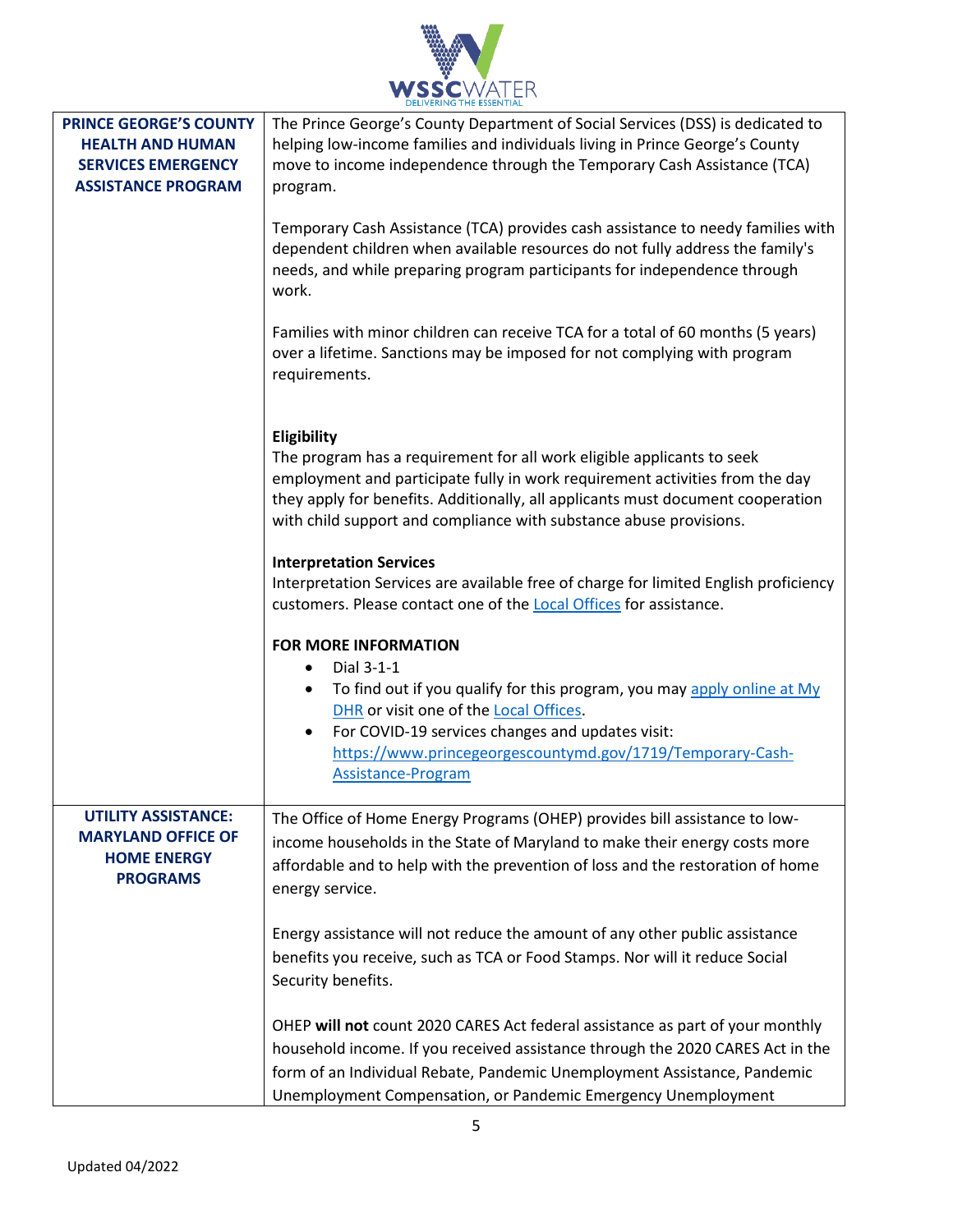| | |
|---|---|
| **PRINCE GEORGE'S COUNTY HEALTH AND HUMAN SERVICES EMERGENCY ASSISTANCE PROGRAM** | The Prince George's County Department of Social Services (DSS) is dedicated to helping low-income families and individuals living in Prince George's County move to income independence through the Temporary Cash Assistance (TCA) program.<br><br>Temporary Cash Assistance (TCA) provides cash assistance to needy families with dependent children when available resources do not fully address the family's needs, and while preparing program participants for independence through work.<br><br>Families with minor children can receive TCA for a total of 60 months (5 years) over a lifetime. Sanctions may be imposed for not complying with program requirements.<br><br>**Eligibility**<br>The program has a requirement for all work eligible applicants to seek employment and participate fully in work requirement activities from the day they apply for benefits. Additionally, all applicants must document cooperation with child support and compliance with substance abuse provisions.<br><br>**Interpretation Services**<br>Interpretation Services are available free of charge for limited English proficiency customers. Please contact one of the Local Offices for assistance.<br><br>**FOR MORE INFORMATION**<br>• Dial 3-1-1<br>• To find out if you qualify for this program, you may apply online at My DHR or visit one of the Local Offices.<br>• For COVID-19 services changes and updates visit: https://www.princegeorgescountymd.gov/1719/Temporary-Cash-Assistance-Program |
| **UTILITY ASSISTANCE: MARYLAND OFFICE OF HOME ENERGY PROGRAMS** | The Office of Home Energy Programs (OHEP) provides bill assistance to low-income households in the State of Maryland to make their energy costs more affordable and to help with the prevention of loss and the restoration of home energy service.<br><br>Energy assistance will not reduce the amount of any other public assistance benefits you receive, such as TCA or Food Stamps. Nor will it reduce Social Security benefits.<br><br>OHEP **will not** count 2020 CARES Act federal assistance as part of your monthly household income. If you received assistance through the 2020 CARES Act in the form of an Individual Rebate, Pandemic Unemployment Assistance, Pandemic Unemployment Compensation, or Pandemic Emergency Unemployment |

Updated 04/2022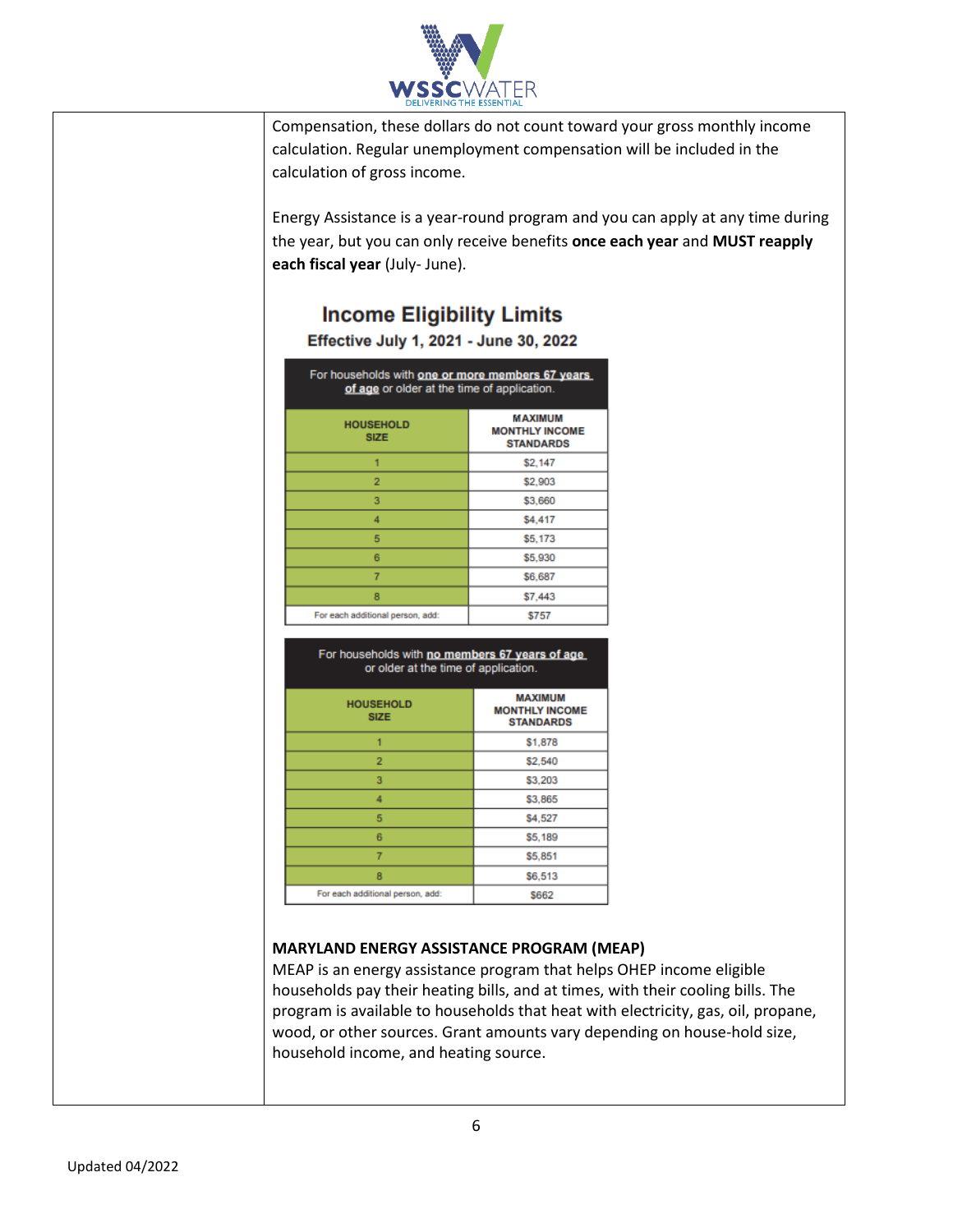Compensation, these dollars do not count toward your gross monthly income calculation. Regular unemployment compensation will be included in the calculation of gross income.

Energy Assistance is a year-round program and you can apply at any time during the year, but you can only receive benefits **once each year** and **MUST reapply each fiscal year** (July- June).

## Income Eligibility Limits

**Effective July 1, 2021 - June 30, 2022**

For households with **one or more members 67 years of age** or older at the time of application.

| HOUSEHOLD SIZE | MAXIMUM MONTHLY INCOME STANDARDS |
|---|---|
| 1 | $2,147 |
| 2 | $2,903 |
| 3 | $3,660 |
| 4 | $4,417 |
| 5 | $5,173 |
| 6 | $5,930 |
| 7 | $6,687 |
| 8 | $7,443 |
| For each additional person, add: | $757 |

For households with **no members 67 years of age** or older at the time of application.

| HOUSEHOLD SIZE | MAXIMUM MONTHLY INCOME STANDARDS |
|---|---|
| 1 | $1,878 |
| 2 | $2,540 |
| 3 | $3,203 |
| 4 | $3,865 |
| 5 | $4,527 |
| 6 | $5,189 |
| 7 | $5,851 |
| 8 | $6,513 |
| For each additional person, add: | $662 |

**MARYLAND ENERGY ASSISTANCE PROGRAM (MEAP)**

MEAP is an energy assistance program that helps OHEP income eligible households pay their heating bills, and at times, with their cooling bills. The program is available to households that heat with electricity, gas, oil, propane, wood, or other sources. Grant amounts vary depending on house-hold size, household income, and heating source.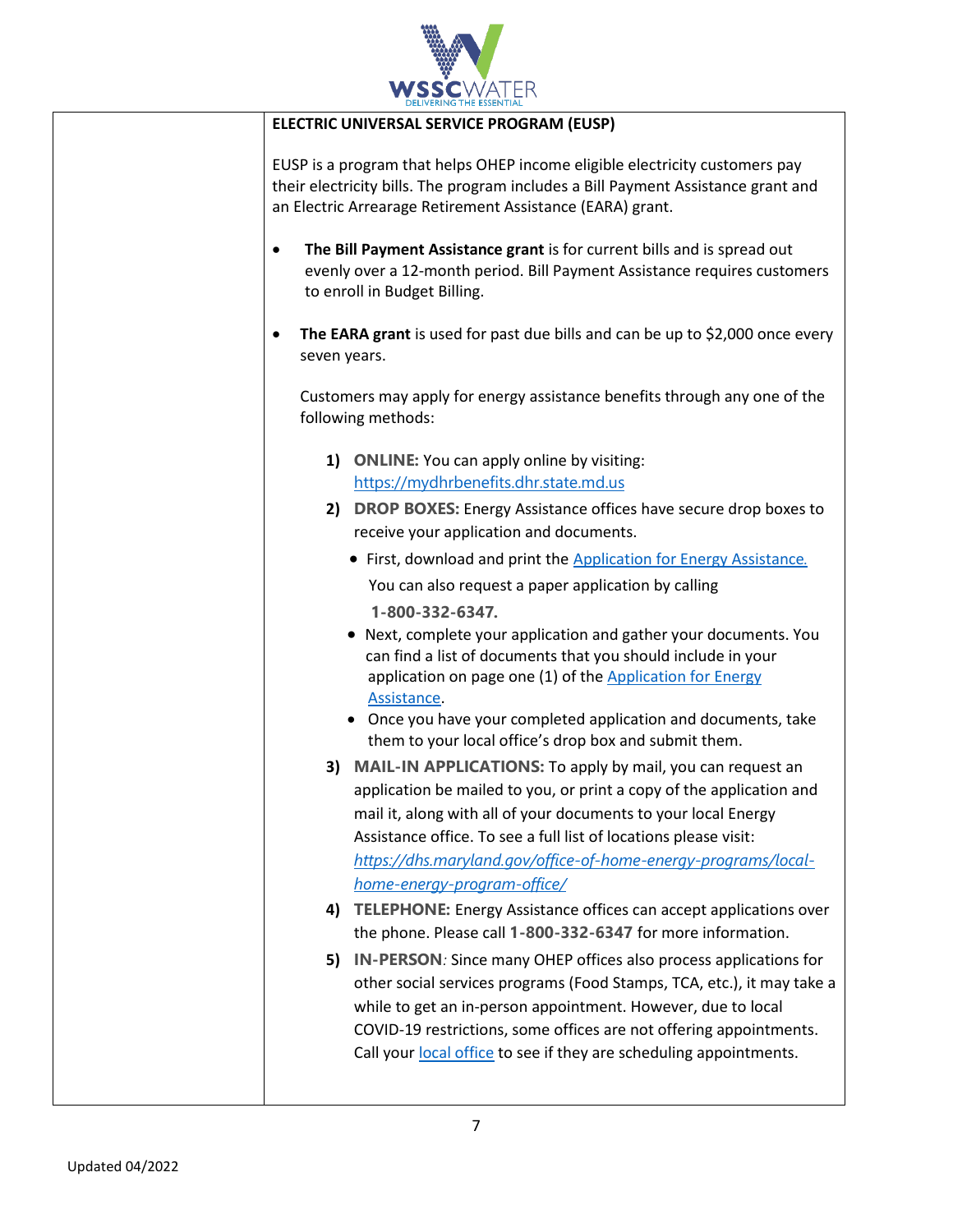**ELECTRIC UNIVERSAL SERVICE PROGRAM (EUSP)**

EUSP is a program that helps OHEP income eligible electricity customers pay their electricity bills. The program includes a Bill Payment Assistance grant and an Electric Arrearage Retirement Assistance (EARA) grant.

- **The Bill Payment Assistance grant** is for current bills and is spread out evenly over a 12-month period. Bill Payment Assistance requires customers to enroll in Budget Billing.
- **The EARA grant** is used for past due bills and can be up to $2,000 once every seven years.

  Customers may apply for energy assistance benefits through any one of the following methods:

  1) **ONLINE:** You can apply online by visiting: https://mydhrbenefits.dhr.state.md.us
  2) **DROP BOXES:** Energy Assistance offices have secure drop boxes to receive your application and documents.
     - First, download and print the Application for Energy Assistance.

       You can also request a paper application by calling **1-800-332-6347.**
     - Next, complete your application and gather your documents. You can find a list of documents that you should include in your application on page one (1) of the Application for Energy Assistance.
     - Once you have your completed application and documents, take them to your local office's drop box and submit them.
  3) **MAIL-IN APPLICATIONS:** To apply by mail, you can request an application be mailed to you, or print a copy of the application and mail it, along with all of your documents to your local Energy Assistance office. To see a full list of locations please visit: *https://dhs.maryland.gov/office-of-home-energy-programs/local-home-energy-program-office/*
  4) **TELEPHONE:** Energy Assistance offices can accept applications over the phone. Please call **1-800-332-6347** for more information.
  5) **IN-PERSON***:* Since many OHEP offices also process applications for other social services programs (Food Stamps, TCA, etc.), it may take a while to get an in-person appointment. However, due to local COVID-19 restrictions, some offices are not offering appointments. Call your local office to see if they are scheduling appointments.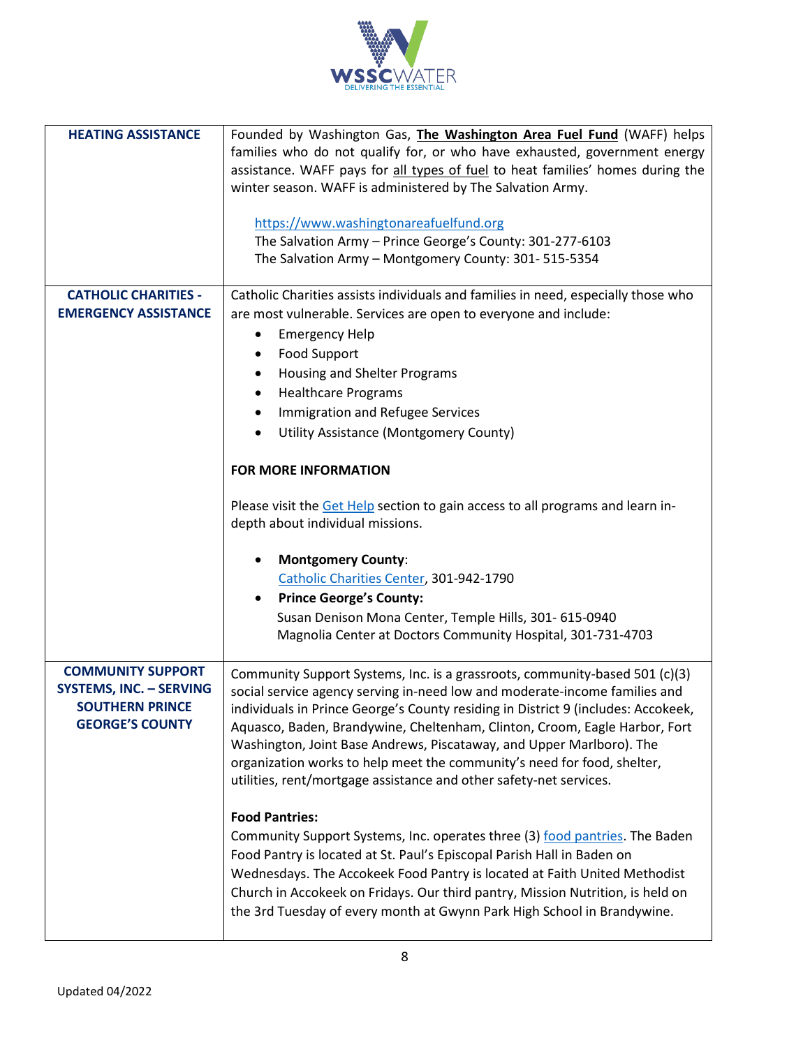| | |
|---|---|
| **HEATING ASSISTANCE** | Founded by Washington Gas, **The Washington Area Fuel Fund** (WAFF) helps families who do not qualify for, or who have exhausted, government energy assistance. WAFF pays for all types of fuel to heat families' homes during the winter season. WAFF is administered by The Salvation Army.<br><br>https://www.washingtonareafuelfund.org<br>The Salvation Army – Prince George's County: 301-277-6103<br>The Salvation Army – Montgomery County: 301- 515-5354 |
| **CATHOLIC CHARITIES - EMERGENCY ASSISTANCE** | Catholic Charities assists individuals and families in need, especially those who are most vulnerable. Services are open to everyone and include:<br>• Emergency Help<br>• Food Support<br>• Housing and Shelter Programs<br>• Healthcare Programs<br>• Immigration and Refugee Services<br>• Utility Assistance (Montgomery County)<br><br>**FOR MORE INFORMATION**<br><br>Please visit the Get Help section to gain access to all programs and learn in-depth about individual missions.<br><br>• **Montgomery County**:<br>Catholic Charities Center, 301-942-1790<br>• **Prince George's County:**<br>Susan Denison Mona Center, Temple Hills, 301- 615-0940<br>Magnolia Center at Doctors Community Hospital, 301-731-4703 |
| **COMMUNITY SUPPORT SYSTEMS, INC. – SERVING SOUTHERN PRINCE GEORGE'S COUNTY** | Community Support Systems, Inc. is a grassroots, community-based 501 (c)(3) social service agency serving in-need low and moderate-income families and individuals in Prince George's County residing in District 9 (includes: Accokeek, Aquasco, Baden, Brandywine, Cheltenham, Clinton, Croom, Eagle Harbor, Fort Washington, Joint Base Andrews, Piscataway, and Upper Marlboro). The organization works to help meet the community's need for food, shelter, utilities, rent/mortgage assistance and other safety-net services.<br><br>**Food Pantries:**<br>Community Support Systems, Inc. operates three (3) food pantries. The Baden Food Pantry is located at St. Paul's Episcopal Parish Hall in Baden on Wednesdays. The Accokeek Food Pantry is located at Faith United Methodist Church in Accokeek on Fridays. Our third pantry, Mission Nutrition, is held on the 3rd Tuesday of every month at Gwynn Park High School in Brandywine. |

Updated 04/2022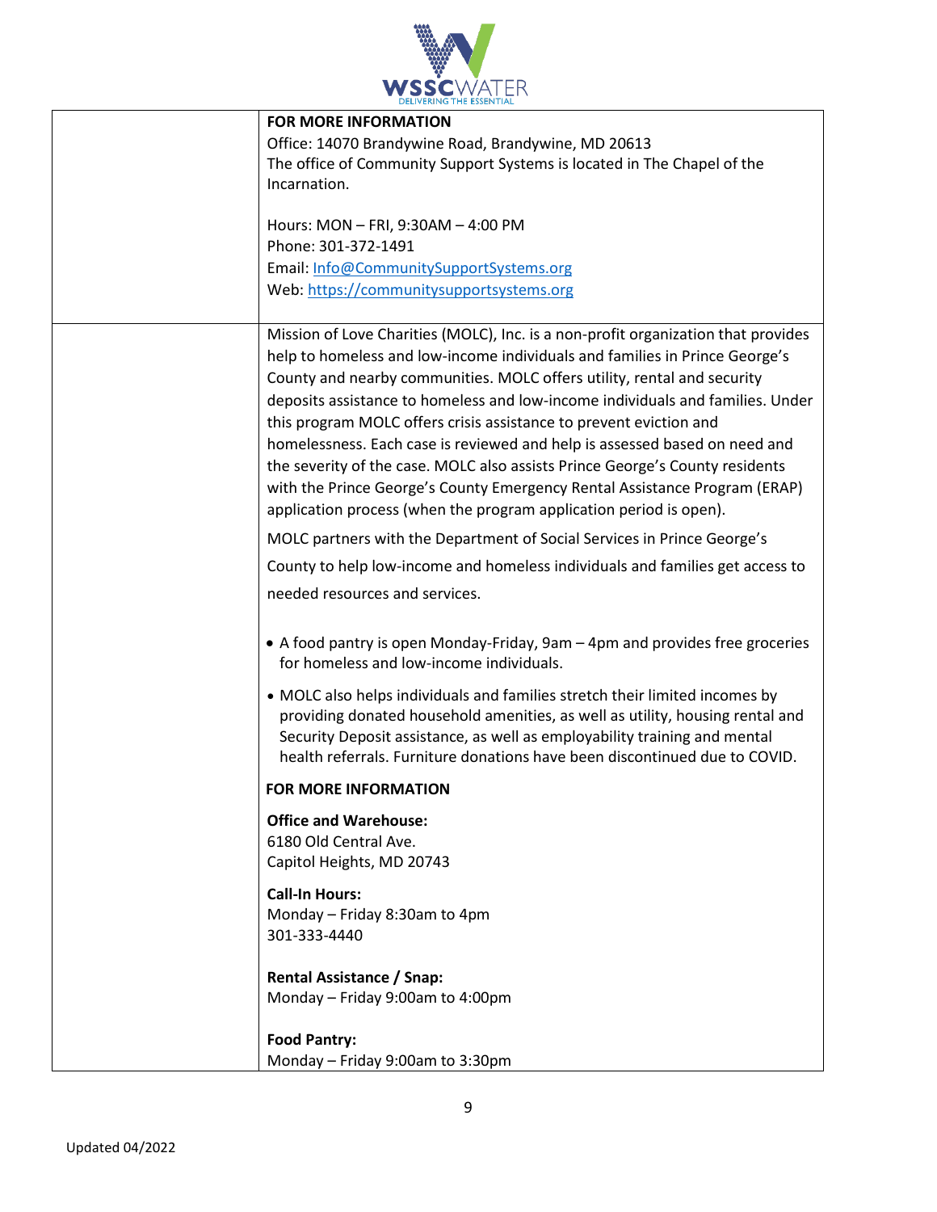| | |
|---|---|
| | **FOR MORE INFORMATION**<br>Office: 14070 Brandywine Road, Brandywine, MD 20613<br>The office of Community Support Systems is located in The Chapel of the Incarnation.<br><br>Hours: MON – FRI, 9:30AM – 4:00 PM<br>Phone: 301-372-1491<br>Email: [Info@CommunitySupportSystems.org](mailto:Info@CommunitySupportSystems.org)<br>Web: [https://communitysupportsystems.org](https://communitysupportsystems.org) |
| | Mission of Love Charities (MOLC), Inc. is a non-profit organization that provides help to homeless and low-income individuals and families in Prince George's County and nearby communities. MOLC offers utility, rental and security deposits assistance to homeless and low-income individuals and families. Under this program MOLC offers crisis assistance to prevent eviction and homelessness. Each case is reviewed and help is assessed based on need and the severity of the case. MOLC also assists Prince George's County residents with the Prince George's County Emergency Rental Assistance Program (ERAP) application process (when the program application period is open).<br><br>MOLC partners with the Department of Social Services in Prince George's County to help low-income and homeless individuals and families get access to needed resources and services.<br><br>• A food pantry is open Monday-Friday, 9am – 4pm and provides free groceries for homeless and low-income individuals.<br>• MOLC also helps individuals and families stretch their limited incomes by providing donated household amenities, as well as utility, housing rental and Security Deposit assistance, as well as employability training and mental health referrals. Furniture donations have been discontinued due to COVID.<br><br>**FOR MORE INFORMATION**<br><br>**Office and Warehouse:**<br>6180 Old Central Ave.<br>Capitol Heights, MD 20743<br><br>**Call-In Hours:**<br>Monday – Friday 8:30am to 4pm<br>301-333-4440<br><br>**Rental Assistance / Snap:**<br>Monday – Friday 9:00am to 4:00pm<br><br>**Food Pantry:**<br>Monday – Friday 9:00am to 3:30pm |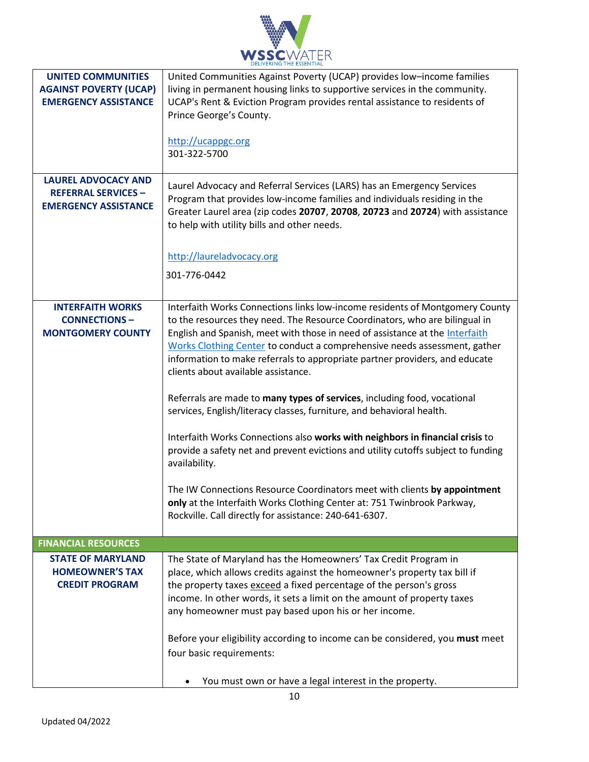| | |
|---|---|
| **UNITED COMMUNITIES AGAINST POVERTY (UCAP) EMERGENCY ASSISTANCE** | United Communities Against Poverty (UCAP) provides low–income families living in permanent housing links to supportive services in the community. UCAP's Rent & Eviction Program provides rental assistance to residents of Prince George's County.<br><br>http://ucappgc.org<br>301-322-5700 |
| **LAUREL ADVOCACY AND REFERRAL SERVICES – EMERGENCY ASSISTANCE** | Laurel Advocacy and Referral Services (LARS) has an Emergency Services Program that provides low-income families and individuals residing in the Greater Laurel area (zip codes **20707**, **20708**, **20723** and **20724**) with assistance to help with utility bills and other needs.<br><br>http://laureladvocacy.org<br><br>301-776-0442 |
| **INTERFAITH WORKS CONNECTIONS – MONTGOMERY COUNTY** | Interfaith Works Connections links low-income residents of Montgomery County to the resources they need. The Resource Coordinators, who are bilingual in English and Spanish, meet with those in need of assistance at the Interfaith Works Clothing Center to conduct a comprehensive needs assessment, gather information to make referrals to appropriate partner providers, and educate clients about available assistance.<br><br>Referrals are made to **many types of services**, including food, vocational services, English/literacy classes, furniture, and behavioral health.<br><br>Interfaith Works Connections also **works with neighbors in financial crisis** to provide a safety net and prevent evictions and utility cutoffs subject to funding availability.<br><br>The IW Connections Resource Coordinators meet with clients **by appointment only** at the Interfaith Works Clothing Center at: 751 Twinbrook Parkway, Rockville. Call directly for assistance: 240-641-6307. |
| **FINANCIAL RESOURCES** | |
| **STATE OF MARYLAND HOMEOWNER'S TAX CREDIT PROGRAM** | The State of Maryland has the Homeowners' Tax Credit Program in place, which allows credits against the homeowner's property tax bill if the property taxes exceed a fixed percentage of the person's gross income. In other words, it sets a limit on the amount of property taxes any homeowner must pay based upon his or her income.<br><br>Before your eligibility according to income can be considered, you **must** meet four basic requirements:<br><br>• You must own or have a legal interest in the property. |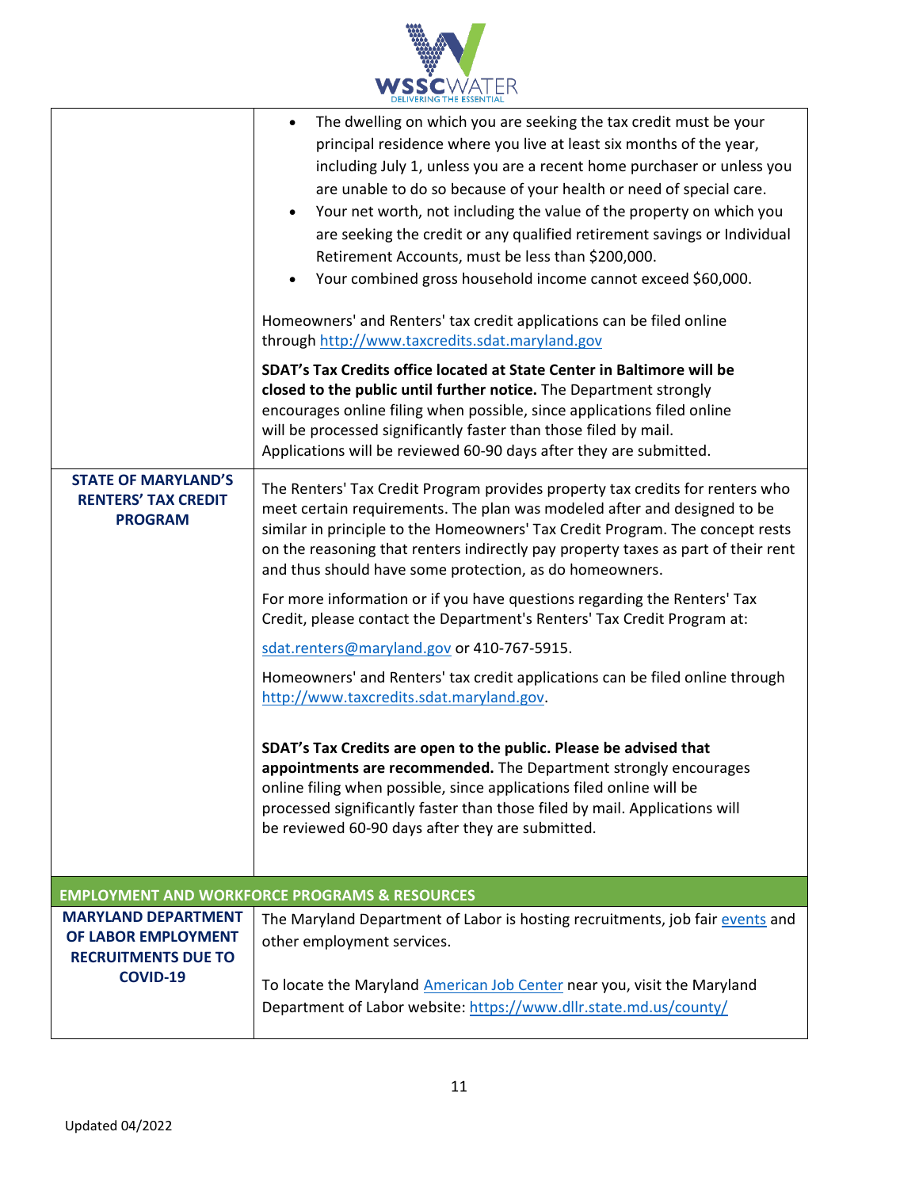| | |
|---|---|
| | • The dwelling on which you are seeking the tax credit must be your principal residence where you live at least six months of the year, including July 1, unless you are a recent home purchaser or unless you are unable to do so because of your health or need of special care.<br>• Your net worth, not including the value of the property on which you are seeking the credit or any qualified retirement savings or Individual Retirement Accounts, must be less than $200,000.<br>• Your combined gross household income cannot exceed $60,000.<br><br>Homeowners' and Renters' tax credit applications can be filed online through [http://www.taxcredits.sdat.maryland.gov](http://www.taxcredits.sdat.maryland.gov)<br><br>**SDAT's Tax Credits office located at State Center in Baltimore will be closed to the public until further notice.** The Department strongly encourages online filing when possible, since applications filed online will be processed significantly faster than those filed by mail. Applications will be reviewed 60-90 days after they are submitted. |
| **STATE OF MARYLAND'S RENTERS' TAX CREDIT PROGRAM** | The Renters' Tax Credit Program provides property tax credits for renters who meet certain requirements. The plan was modeled after and designed to be similar in principle to the Homeowners' Tax Credit Program. The concept rests on the reasoning that renters indirectly pay property taxes as part of their rent and thus should have some protection, as do homeowners.<br><br>For more information or if you have questions regarding the Renters' Tax Credit, please contact the Department's Renters' Tax Credit Program at:<br><br>[sdat.renters@maryland.gov](mailto:sdat.renters@maryland.gov) or 410-767-5915.<br><br>Homeowners' and Renters' tax credit applications can be filed online through [http://www.taxcredits.sdat.maryland.gov](http://www.taxcredits.sdat.maryland.gov).<br><br>**SDAT's Tax Credits are open to the public. Please be advised that appointments are recommended.** The Department strongly encourages online filing when possible, since applications filed online will be processed significantly faster than those filed by mail. Applications will be reviewed 60-90 days after they are submitted. |
| **EMPLOYMENT AND WORKFORCE PROGRAMS & RESOURCES** | |
| **MARYLAND DEPARTMENT OF LABOR EMPLOYMENT RECRUITMENTS DUE TO COVID-19** | The Maryland Department of Labor is hosting recruitments, job fair events and other employment services.<br><br>To locate the Maryland American Job Center near you, visit the Maryland Department of Labor website: [https://www.dllr.state.md.us/county/](https://www.dllr.state.md.us/county/) |

Updated 04/2022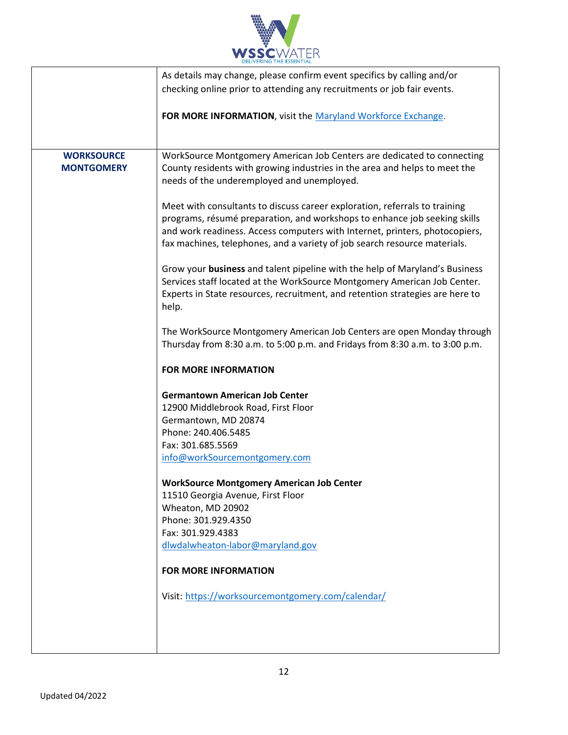| | |
|---|---|
| | As details may change, please confirm event specifics by calling and/or checking online prior to attending any recruitments or job fair events.<br><br>**FOR MORE INFORMATION**, visit the [Maryland Workforce Exchange](). |
| **WORKSOURCE MONTGOMERY** | WorkSource Montgomery American Job Centers are dedicated to connecting County residents with growing industries in the area and helps to meet the needs of the underemployed and unemployed.<br><br>Meet with consultants to discuss career exploration, referrals to training programs, résumé preparation, and workshops to enhance job seeking skills and work readiness. Access computers with Internet, printers, photocopiers, fax machines, telephones, and a variety of job search resource materials.<br><br>Grow your **business** and talent pipeline with the help of Maryland's Business Services staff located at the WorkSource Montgomery American Job Center. Experts in State resources, recruitment, and retention strategies are here to help.<br><br>The WorkSource Montgomery American Job Centers are open Monday through Thursday from 8:30 a.m. to 5:00 p.m. and Fridays from 8:30 a.m. to 3:00 p.m.<br><br>**FOR MORE INFORMATION**<br><br>**Germantown American Job Center**<br>12900 Middlebrook Road, First Floor<br>Germantown, MD 20874<br>Phone: 240.406.5485<br>Fax: 301.685.5569<br>info@workSourcemontgomery.com<br><br>**WorkSource Montgomery American Job Center**<br>11510 Georgia Avenue, First Floor<br>Wheaton, MD 20902<br>Phone: 301.929.4350<br>Fax: 301.929.4383<br>dlwdalwheaton-labor@maryland.gov<br><br>**FOR MORE INFORMATION**<br><br>Visit: https://worksourcemontgomery.com/calendar/ |

Updated 04/2022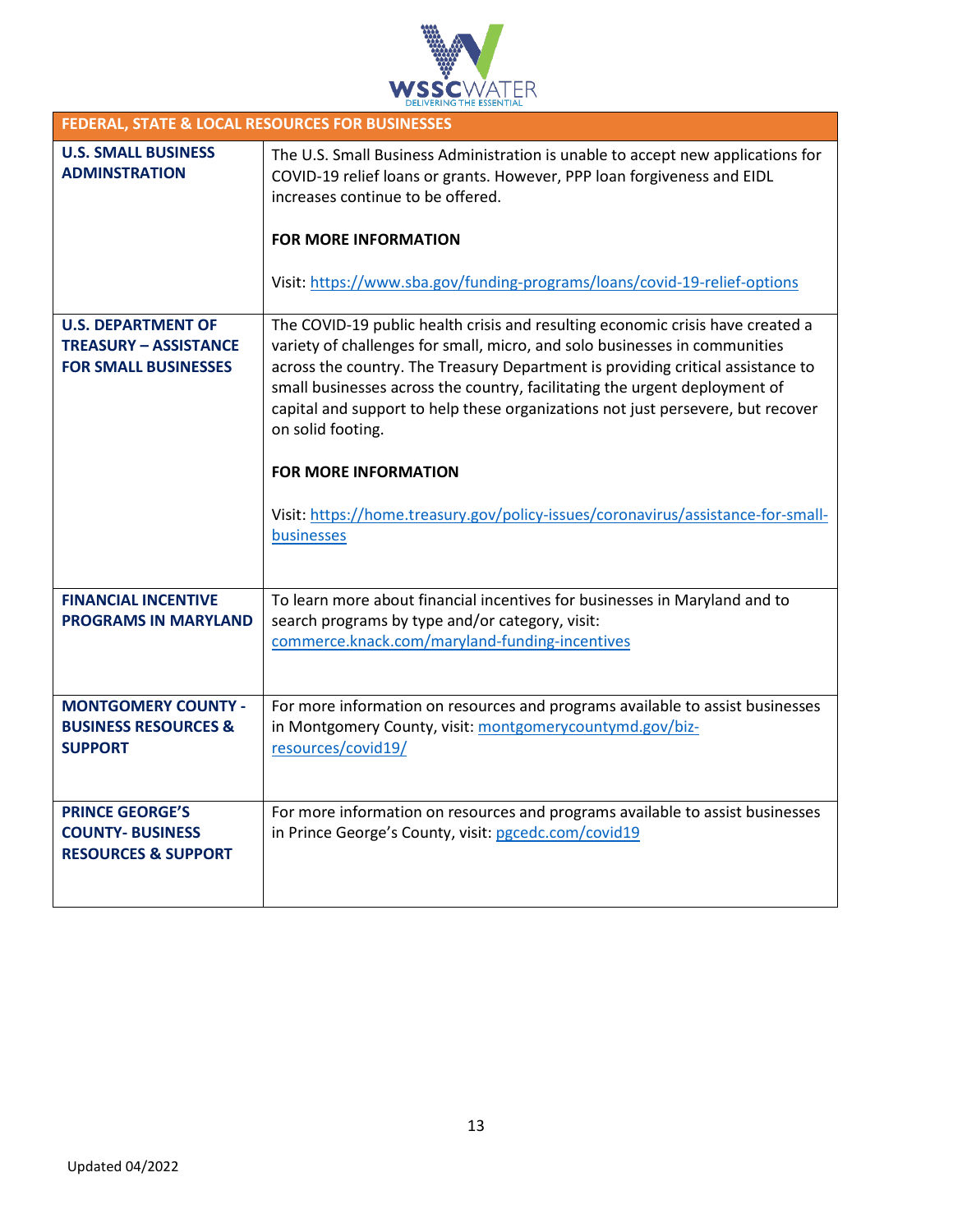| FEDERAL, STATE & LOCAL RESOURCES FOR BUSINESSES | |
|---|---|
| **U.S. SMALL BUSINESS ADMINSTRATION** | The U.S. Small Business Administration is unable to accept new applications for COVID-19 relief loans or grants. However, PPP loan forgiveness and EIDL increases continue to be offered.<br><br>**FOR MORE INFORMATION**<br><br>Visit: https://www.sba.gov/funding-programs/loans/covid-19-relief-options |
| **U.S. DEPARTMENT OF TREASURY – ASSISTANCE FOR SMALL BUSINESSES** | The COVID-19 public health crisis and resulting economic crisis have created a variety of challenges for small, micro, and solo businesses in communities across the country. The Treasury Department is providing critical assistance to small businesses across the country, facilitating the urgent deployment of capital and support to help these organizations not just persevere, but recover on solid footing.<br><br>**FOR MORE INFORMATION**<br><br>Visit: https://home.treasury.gov/policy-issues/coronavirus/assistance-for-small-businesses |
| **FINANCIAL INCENTIVE PROGRAMS IN MARYLAND** | To learn more about financial incentives for businesses in Maryland and to search programs by type and/or category, visit: commerce.knack.com/maryland-funding-incentives |
| **MONTGOMERY COUNTY - BUSINESS RESOURCES & SUPPORT** | For more information on resources and programs available to assist businesses in Montgomery County, visit: montgomerycountymd.gov/biz-resources/covid19/ |
| **PRINCE GEORGE'S COUNTY- BUSINESS RESOURCES & SUPPORT** | For more information on resources and programs available to assist businesses in Prince George's County, visit: pgcedc.com/covid19 |

Updated 04/2022